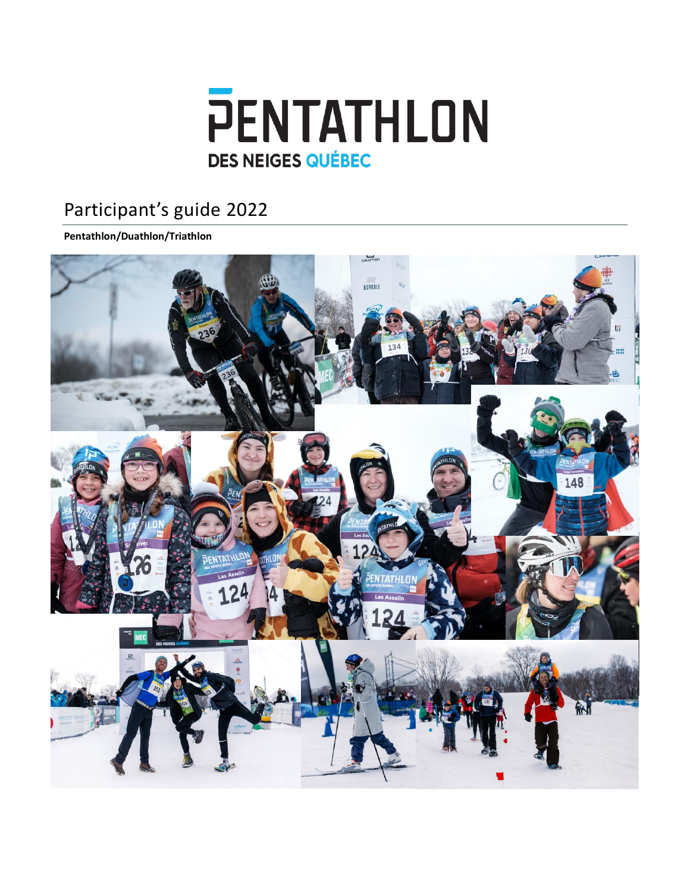# PENTATHLON DES NEIGES QUÉBEC

## Participant's guide 2022

**Pentathlon/Duathlon/Triathlon**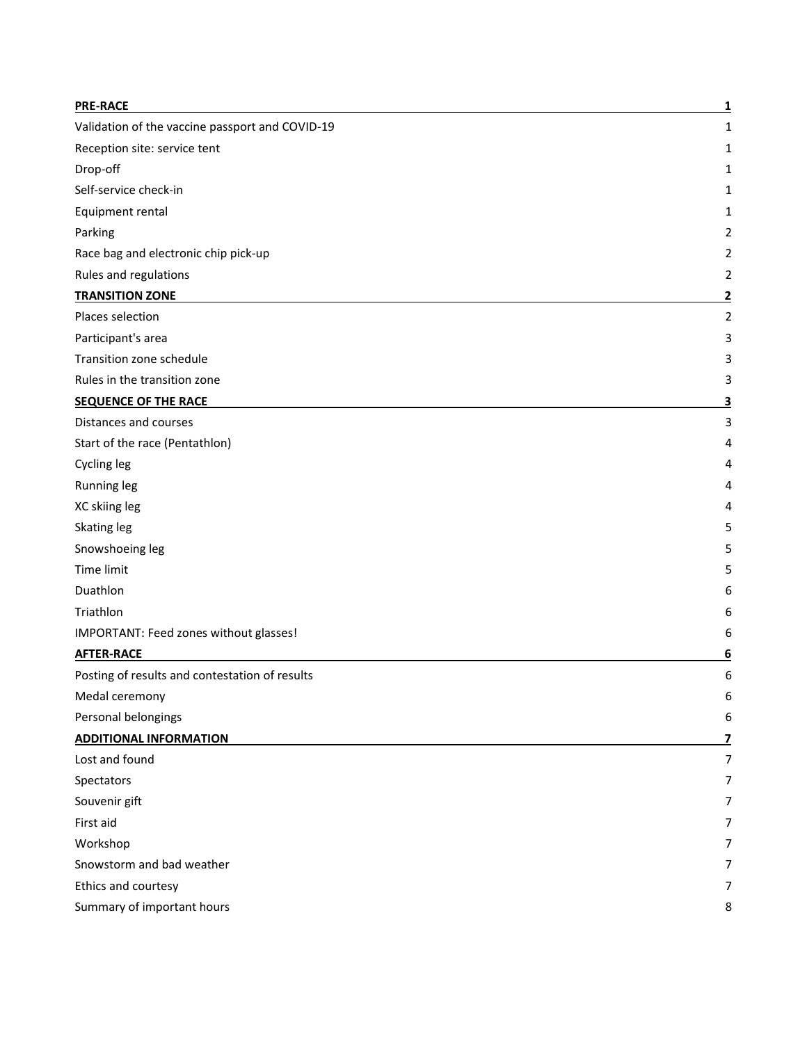| | |
|---|---|
| **PRE-RACE** | **1** |
| Validation of the vaccine passport and COVID-19 | 1 |
| Reception site: service tent | 1 |
| Drop-off | 1 |
| Self-service check-in | 1 |
| Equipment rental | 1 |
| Parking | 2 |
| Race bag and electronic chip pick-up | 2 |
| Rules and regulations | 2 |
| **TRANSITION ZONE** | **2** |
| Places selection | 2 |
| Participant's area | 3 |
| Transition zone schedule | 3 |
| Rules in the transition zone | 3 |
| **SEQUENCE OF THE RACE** | **3** |
| Distances and courses | 3 |
| Start of the race (Pentathlon) | 4 |
| Cycling leg | 4 |
| Running leg | 4 |
| XC skiing leg | 4 |
| Skating leg | 5 |
| Snowshoeing leg | 5 |
| Time limit | 5 |
| Duathlon | 6 |
| Triathlon | 6 |
| IMPORTANT: Feed zones without glasses! | 6 |
| **AFTER-RACE** | **6** |
| Posting of results and contestation of results | 6 |
| Medal ceremony | 6 |
| Personal belongings | 6 |
| **ADDITIONAL INFORMATION** | **7** |
| Lost and found | 7 |
| Spectators | 7 |
| Souvenir gift | 7 |
| First aid | 7 |
| Workshop | 7 |
| Snowstorm and bad weather | 7 |
| Ethics and courtesy | 7 |
| Summary of important hours | 8 |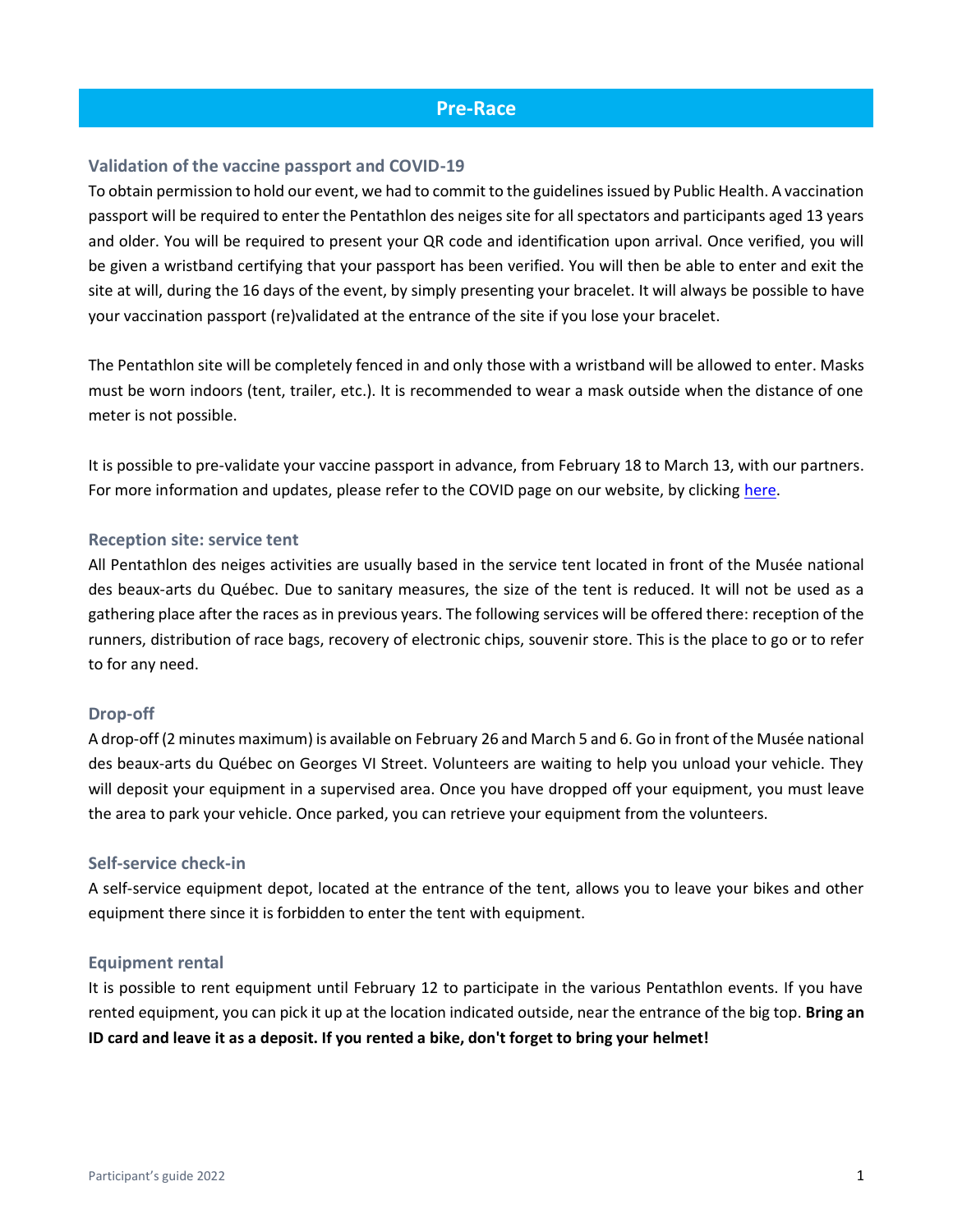# Pre-Race

### Validation of the vaccine passport and COVID-19

To obtain permission to hold our event, we had to commit to the guidelines issued by Public Health. A vaccination passport will be required to enter the Pentathlon des neiges site for all spectators and participants aged 13 years and older. You will be required to present your QR code and identification upon arrival. Once verified, you will be given a wristband certifying that your passport has been verified. You will then be able to enter and exit the site at will, during the 16 days of the event, by simply presenting your bracelet. It will always be possible to have your vaccination passport (re)validated at the entrance of the site if you lose your bracelet.

The Pentathlon site will be completely fenced in and only those with a wristband will be allowed to enter. Masks must be worn indoors (tent, trailer, etc.). It is recommended to wear a mask outside when the distance of one meter is not possible.

It is possible to pre-validate your vaccine passport in advance, from February 18 to March 13, with our partners. For more information and updates, please refer to the COVID page on our website, by clicking here.

### Reception site: service tent

All Pentathlon des neiges activities are usually based in the service tent located in front of the Musée national des beaux-arts du Québec. Due to sanitary measures, the size of the tent is reduced. It will not be used as a gathering place after the races as in previous years. The following services will be offered there: reception of the runners, distribution of race bags, recovery of electronic chips, souvenir store. This is the place to go or to refer to for any need.

### Drop-off

A drop-off (2 minutes maximum) is available on February 26 and March 5 and 6. Go in front of the Musée national des beaux-arts du Québec on Georges VI Street. Volunteers are waiting to help you unload your vehicle. They will deposit your equipment in a supervised area. Once you have dropped off your equipment, you must leave the area to park your vehicle. Once parked, you can retrieve your equipment from the volunteers.

### Self-service check-in

A self-service equipment depot, located at the entrance of the tent, allows you to leave your bikes and other equipment there since it is forbidden to enter the tent with equipment.

### Equipment rental

It is possible to rent equipment until February 12 to participate in the various Pentathlon events. If you have rented equipment, you can pick it up at the location indicated outside, near the entrance of the big top. **Bring an ID card and leave it as a deposit. If you rented a bike, don't forget to bring your helmet!**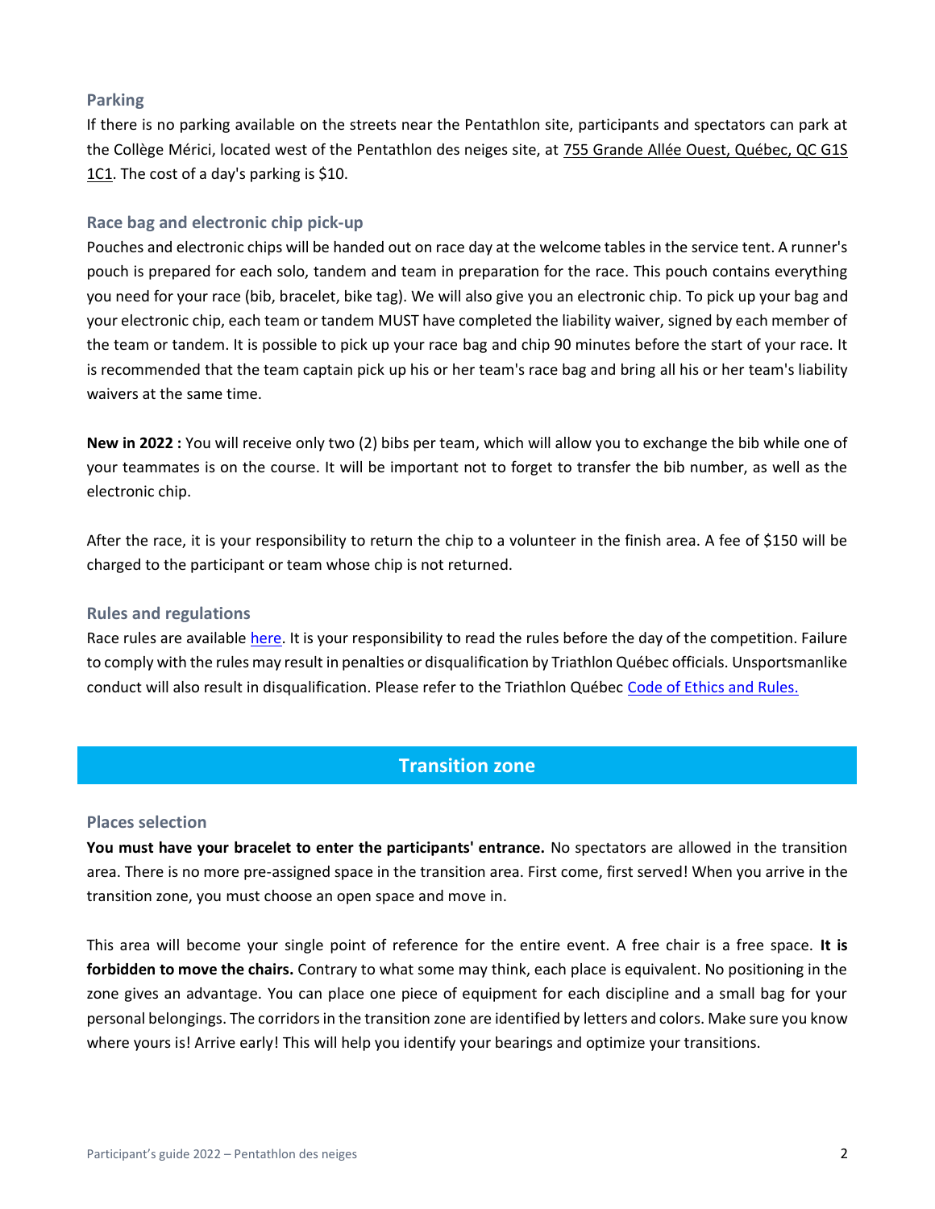### Parking

If there is no parking available on the streets near the Pentathlon site, participants and spectators can park at the Collège Mérici, located west of the Pentathlon des neiges site, at 755 Grande Allée Ouest, Québec, QC G1S 1C1. The cost of a day's parking is $10.

### Race bag and electronic chip pick-up

Pouches and electronic chips will be handed out on race day at the welcome tables in the service tent. A runner's pouch is prepared for each solo, tandem and team in preparation for the race. This pouch contains everything you need for your race (bib, bracelet, bike tag). We will also give you an electronic chip. To pick up your bag and your electronic chip, each team or tandem MUST have completed the liability waiver, signed by each member of the team or tandem. It is possible to pick up your race bag and chip 90 minutes before the start of your race. It is recommended that the team captain pick up his or her team's race bag and bring all his or her team's liability waivers at the same time.

**New in 2022 :** You will receive only two (2) bibs per team, which will allow you to exchange the bib while one of your teammates is on the course. It will be important not to forget to transfer the bib number, as well as the electronic chip.

After the race, it is your responsibility to return the chip to a volunteer in the finish area. A fee of $150 will be charged to the participant or team whose chip is not returned.

### Rules and regulations

Race rules are available here. It is your responsibility to read the rules before the day of the competition. Failure to comply with the rules may result in penalties or disqualification by Triathlon Québec officials. Unsportsmanlike conduct will also result in disqualification. Please refer to the Triathlon Québec Code of Ethics and Rules.

## Transition zone

### Places selection

**You must have your bracelet to enter the participants' entrance.** No spectators are allowed in the transition area. There is no more pre-assigned space in the transition area. First come, first served! When you arrive in the transition zone, you must choose an open space and move in.

This area will become your single point of reference for the entire event. A free chair is a free space. **It is forbidden to move the chairs.** Contrary to what some may think, each place is equivalent. No positioning in the zone gives an advantage. You can place one piece of equipment for each discipline and a small bag for your personal belongings. The corridors in the transition zone are identified by letters and colors. Make sure you know where yours is! Arrive early! This will help you identify your bearings and optimize your transitions.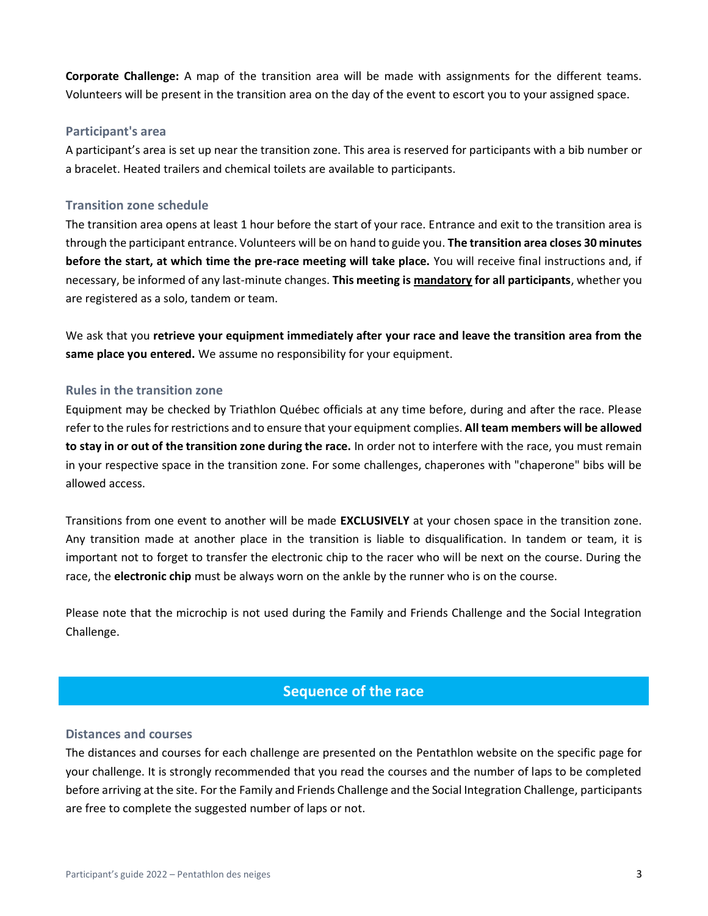**Corporate Challenge:** A map of the transition area will be made with assignments for the different teams. Volunteers will be present in the transition area on the day of the event to escort you to your assigned space.

### Participant's area

A participant's area is set up near the transition zone. This area is reserved for participants with a bib number or a bracelet. Heated trailers and chemical toilets are available to participants.

### Transition zone schedule

The transition area opens at least 1 hour before the start of your race. Entrance and exit to the transition area is through the participant entrance. Volunteers will be on hand to guide you. **The transition area closes 30 minutes before the start, at which time the pre-race meeting will take place.** You will receive final instructions and, if necessary, be informed of any last-minute changes. **This meeting is <u>mandatory</u> for all participants**, whether you are registered as a solo, tandem or team.

We ask that you **retrieve your equipment immediately after your race and leave the transition area from the same place you entered.** We assume no responsibility for your equipment.

### Rules in the transition zone

Equipment may be checked by Triathlon Québec officials at any time before, during and after the race. Please refer to the rules for restrictions and to ensure that your equipment complies. **All team members will be allowed to stay in or out of the transition zone during the race.** In order not to interfere with the race, you must remain in your respective space in the transition zone. For some challenges, chaperones with "chaperone" bibs will be allowed access.

Transitions from one event to another will be made **EXCLUSIVELY** at your chosen space in the transition zone. Any transition made at another place in the transition is liable to disqualification. In tandem or team, it is important not to forget to transfer the electronic chip to the racer who will be next on the course. During the race, the **electronic chip** must be always worn on the ankle by the runner who is on the course.

Please note that the microchip is not used during the Family and Friends Challenge and the Social Integration Challenge.

## Sequence of the race

### Distances and courses

The distances and courses for each challenge are presented on the Pentathlon website on the specific page for your challenge. It is strongly recommended that you read the courses and the number of laps to be completed before arriving at the site. For the Family and Friends Challenge and the Social Integration Challenge, participants are free to complete the suggested number of laps or not.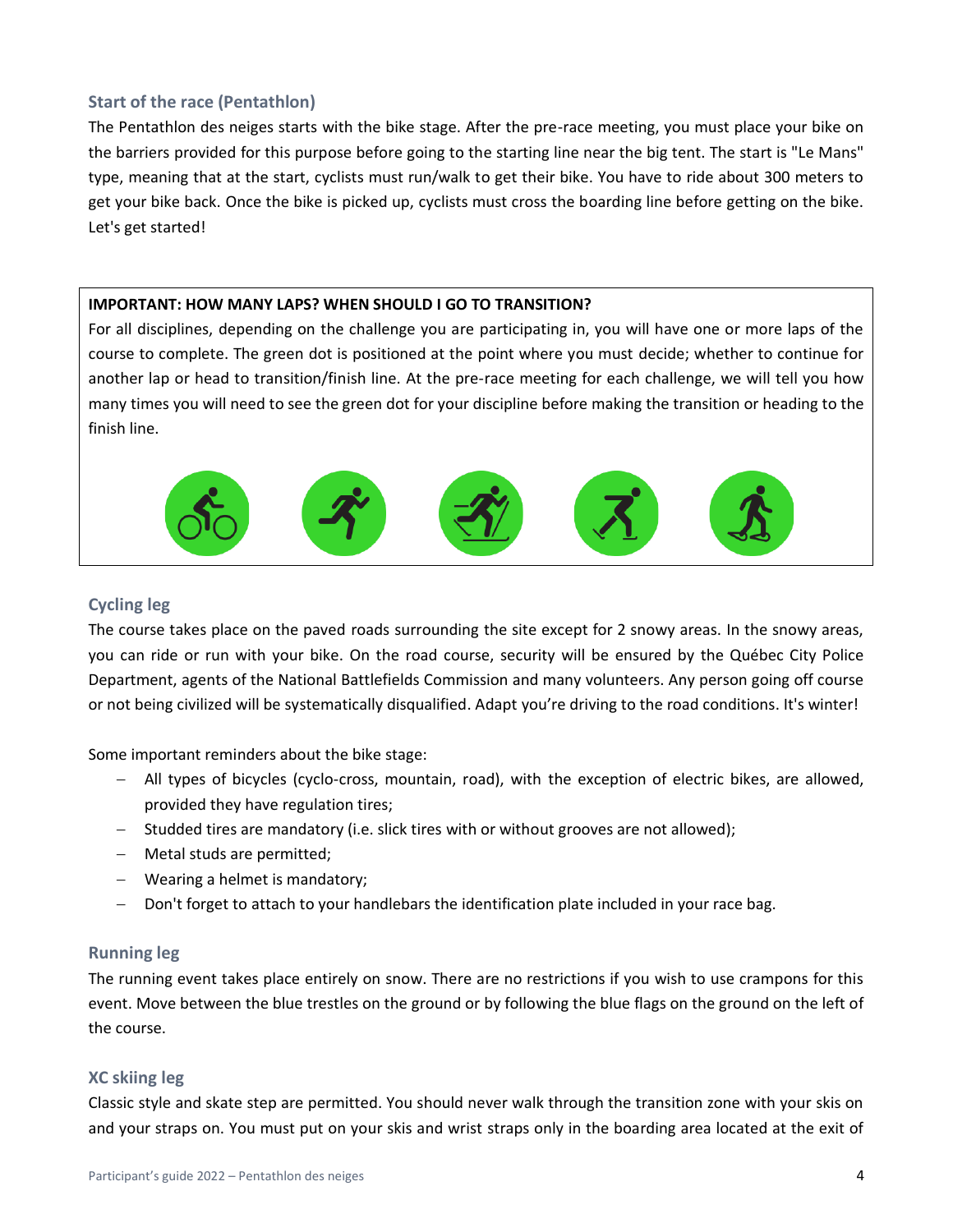### Start of the race (Pentathlon)

The Pentathlon des neiges starts with the bike stage. After the pre-race meeting, you must place your bike on the barriers provided for this purpose before going to the starting line near the big tent. The start is "Le Mans" type, meaning that at the start, cyclists must run/walk to get their bike. You have to ride about 300 meters to get your bike back. Once the bike is picked up, cyclists must cross the boarding line before getting on the bike. Let's get started!

> **IMPORTANT: HOW MANY LAPS? WHEN SHOULD I GO TO TRANSITION?**
>
> For all disciplines, depending on the challenge you are participating in, you will have one or more laps of the course to complete. The green dot is positioned at the point where you must decide; whether to continue for another lap or head to transition/finish line. At the pre-race meeting for each challenge, we will tell you how many times you will need to see the green dot for your discipline before making the transition or heading to the finish line.

### Cycling leg

The course takes place on the paved roads surrounding the site except for 2 snowy areas. In the snowy areas, you can ride or run with your bike. On the road course, security will be ensured by the Québec City Police Department, agents of the National Battlefields Commission and many volunteers. Any person going off course or not being civilized will be systematically disqualified. Adapt you're driving to the road conditions. It's winter!

Some important reminders about the bike stage:

- All types of bicycles (cyclo-cross, mountain, road), with the exception of electric bikes, are allowed, provided they have regulation tires;
- Studded tires are mandatory (i.e. slick tires with or without grooves are not allowed);
- Metal studs are permitted;
- Wearing a helmet is mandatory;
- Don't forget to attach to your handlebars the identification plate included in your race bag.

### Running leg

The running event takes place entirely on snow. There are no restrictions if you wish to use crampons for this event. Move between the blue trestles on the ground or by following the blue flags on the ground on the left of the course.

### XC skiing leg

Classic style and skate step are permitted. You should never walk through the transition zone with your skis on and your straps on. You must put on your skis and wrist straps only in the boarding area located at the exit of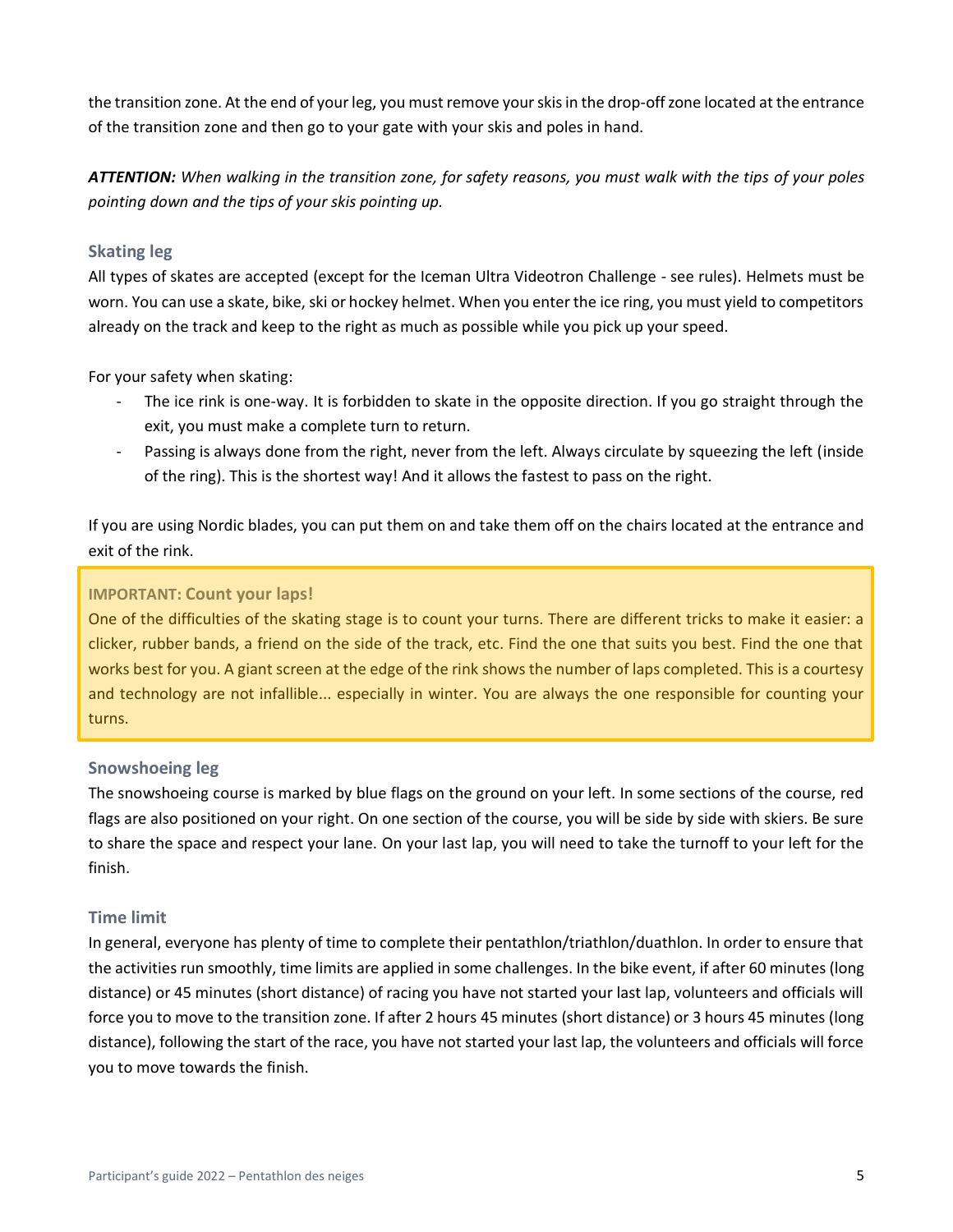the transition zone. At the end of your leg, you must remove your skis in the drop-off zone located at the entrance of the transition zone and then go to your gate with your skis and poles in hand.

***ATTENTION:*** *When walking in the transition zone, for safety reasons, you must walk with the tips of your poles pointing down and the tips of your skis pointing up.*

### Skating leg

All types of skates are accepted (except for the Iceman Ultra Videotron Challenge - see rules). Helmets must be worn. You can use a skate, bike, ski or hockey helmet. When you enter the ice ring, you must yield to competitors already on the track and keep to the right as much as possible while you pick up your speed.

For your safety when skating:

- The ice rink is one-way. It is forbidden to skate in the opposite direction. If you go straight through the exit, you must make a complete turn to return.
- Passing is always done from the right, never from the left. Always circulate by squeezing the left (inside of the ring). This is the shortest way! And it allows the fastest to pass on the right.

If you are using Nordic blades, you can put them on and take them off on the chairs located at the entrance and exit of the rink.

> **IMPORTANT: Count your laps!**
>
> One of the difficulties of the skating stage is to count your turns. There are different tricks to make it easier: a clicker, rubber bands, a friend on the side of the track, etc. Find the one that suits you best. Find the one that works best for you. A giant screen at the edge of the rink shows the number of laps completed. This is a courtesy and technology are not infallible... especially in winter. You are always the one responsible for counting your turns.

### Snowshoeing leg

The snowshoeing course is marked by blue flags on the ground on your left. In some sections of the course, red flags are also positioned on your right. On one section of the course, you will be side by side with skiers. Be sure to share the space and respect your lane. On your last lap, you will need to take the turnoff to your left for the finish.

### Time limit

In general, everyone has plenty of time to complete their pentathlon/triathlon/duathlon. In order to ensure that the activities run smoothly, time limits are applied in some challenges. In the bike event, if after 60 minutes (long distance) or 45 minutes (short distance) of racing you have not started your last lap, volunteers and officials will force you to move to the transition zone. If after 2 hours 45 minutes (short distance) or 3 hours 45 minutes (long distance), following the start of the race, you have not started your last lap, the volunteers and officials will force you to move towards the finish.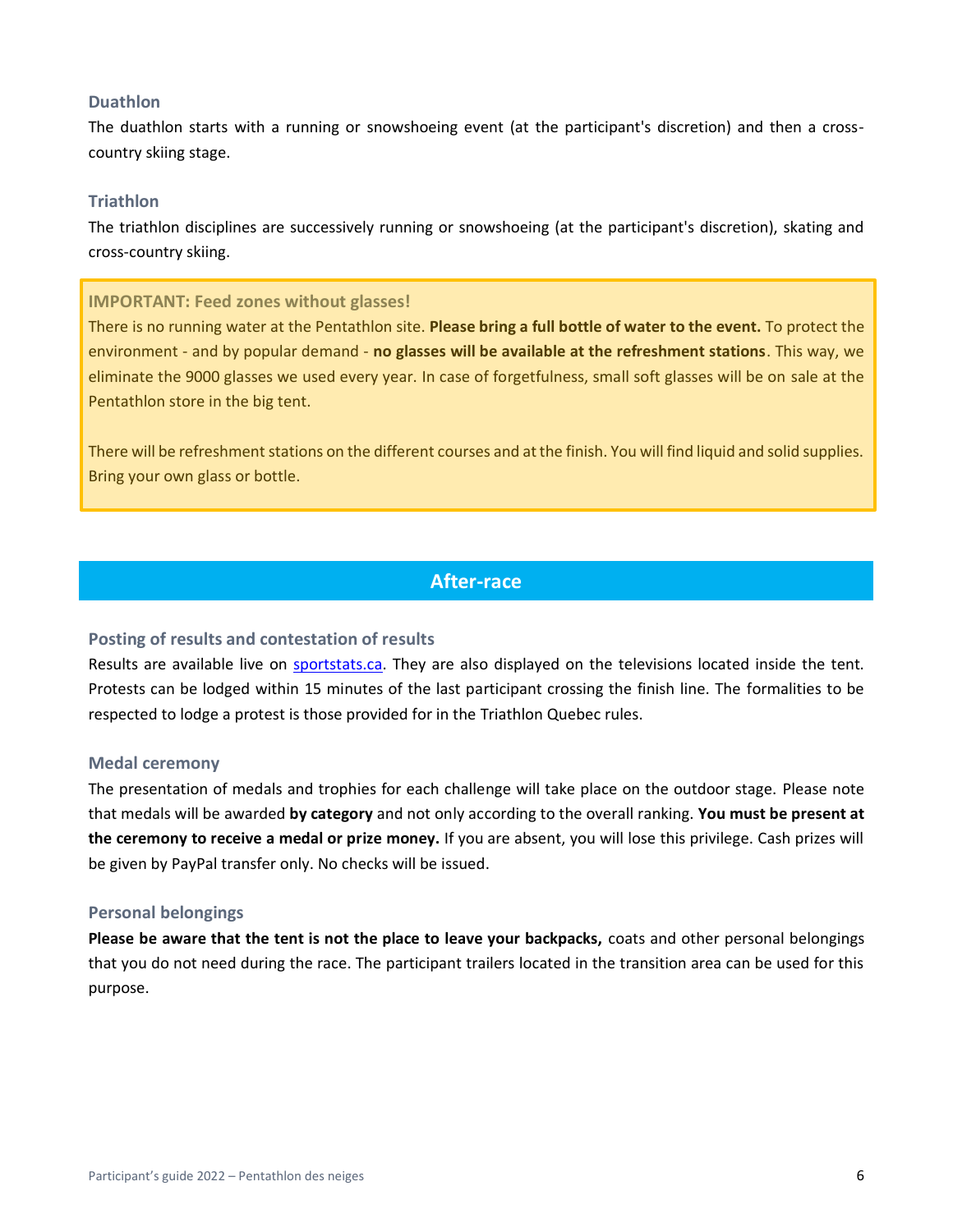### Duathlon

The duathlon starts with a running or snowshoeing event (at the participant's discretion) and then a cross-country skiing stage.

### Triathlon

The triathlon disciplines are successively running or snowshoeing (at the participant's discretion), skating and cross-country skiing.

> **IMPORTANT: Feed zones without glasses!**
>
> There is no running water at the Pentathlon site. **Please bring a full bottle of water to the event.** To protect the environment - and by popular demand - **no glasses will be available at the refreshment stations**. This way, we eliminate the 9000 glasses we used every year. In case of forgetfulness, small soft glasses will be on sale at the Pentathlon store in the big tent.
>
> There will be refreshment stations on the different courses and at the finish. You will find liquid and solid supplies. Bring your own glass or bottle.

## After-race

### Posting of results and contestation of results

Results are available live on [sportstats.ca](sportstats.ca). They are also displayed on the televisions located inside the tent. Protests can be lodged within 15 minutes of the last participant crossing the finish line. The formalities to be respected to lodge a protest is those provided for in the Triathlon Quebec rules.

### Medal ceremony

The presentation of medals and trophies for each challenge will take place on the outdoor stage. Please note that medals will be awarded **by category** and not only according to the overall ranking. **You must be present at the ceremony to receive a medal or prize money.** If you are absent, you will lose this privilege. Cash prizes will be given by PayPal transfer only. No checks will be issued.

### Personal belongings

**Please be aware that the tent is not the place to leave your backpacks,** coats and other personal belongings that you do not need during the race. The participant trailers located in the transition area can be used for this purpose.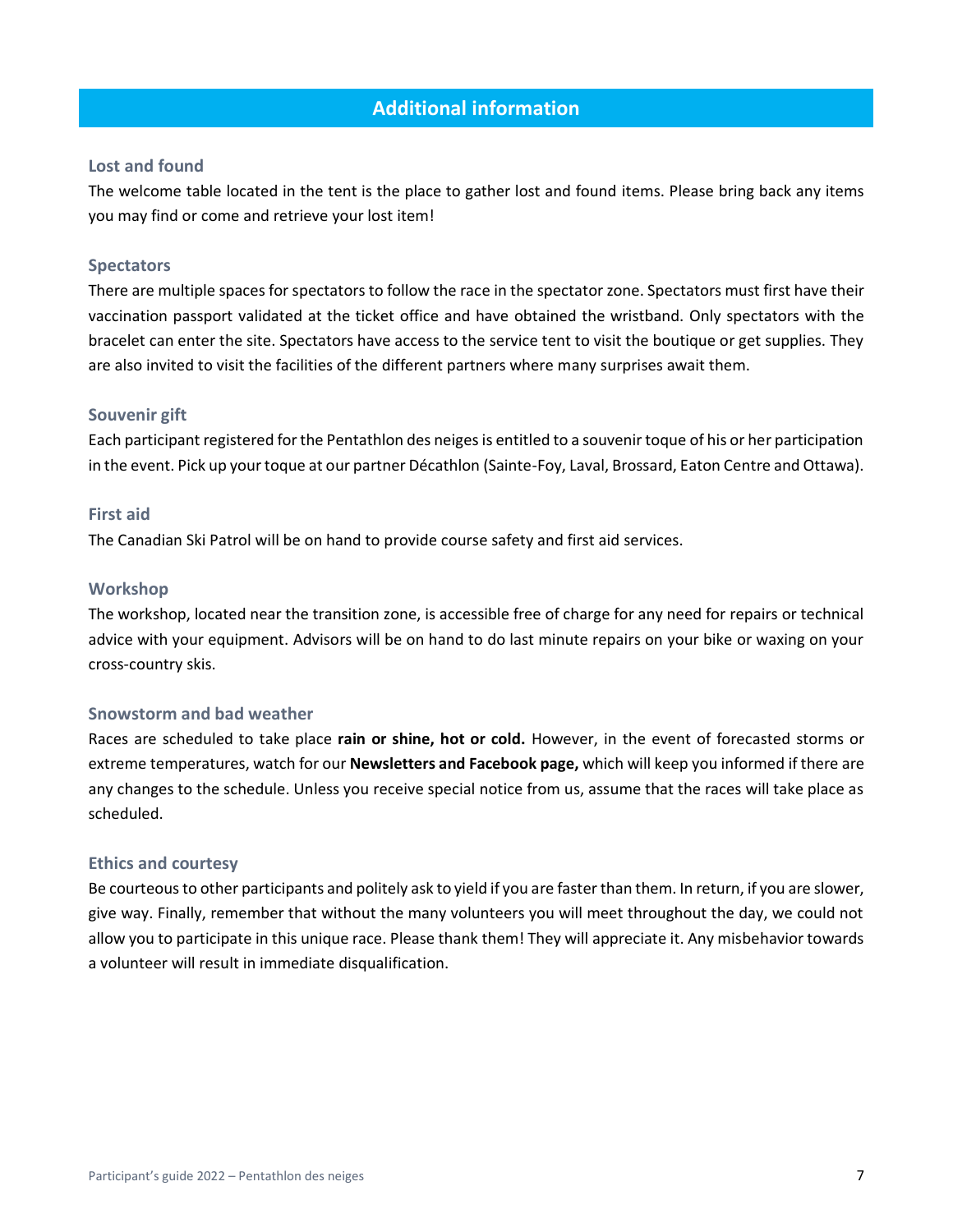## Additional information

### Lost and found

The welcome table located in the tent is the place to gather lost and found items. Please bring back any items you may find or come and retrieve your lost item!

### Spectators

There are multiple spaces for spectators to follow the race in the spectator zone. Spectators must first have their vaccination passport validated at the ticket office and have obtained the wristband. Only spectators with the bracelet can enter the site. Spectators have access to the service tent to visit the boutique or get supplies. They are also invited to visit the facilities of the different partners where many surprises await them.

### Souvenir gift

Each participant registered for the Pentathlon des neiges is entitled to a souvenir toque of his or her participation in the event. Pick up your toque at our partner Décathlon (Sainte-Foy, Laval, Brossard, Eaton Centre and Ottawa).

### First aid

The Canadian Ski Patrol will be on hand to provide course safety and first aid services.

### Workshop

The workshop, located near the transition zone, is accessible free of charge for any need for repairs or technical advice with your equipment. Advisors will be on hand to do last minute repairs on your bike or waxing on your cross-country skis.

### Snowstorm and bad weather

Races are scheduled to take place **rain or shine, hot or cold.** However, in the event of forecasted storms or extreme temperatures, watch for our **Newsletters and Facebook page,** which will keep you informed if there are any changes to the schedule. Unless you receive special notice from us, assume that the races will take place as scheduled.

### Ethics and courtesy

Be courteous to other participants and politely ask to yield if you are faster than them. In return, if you are slower, give way. Finally, remember that without the many volunteers you will meet throughout the day, we could not allow you to participate in this unique race. Please thank them! They will appreciate it. Any misbehavior towards a volunteer will result in immediate disqualification.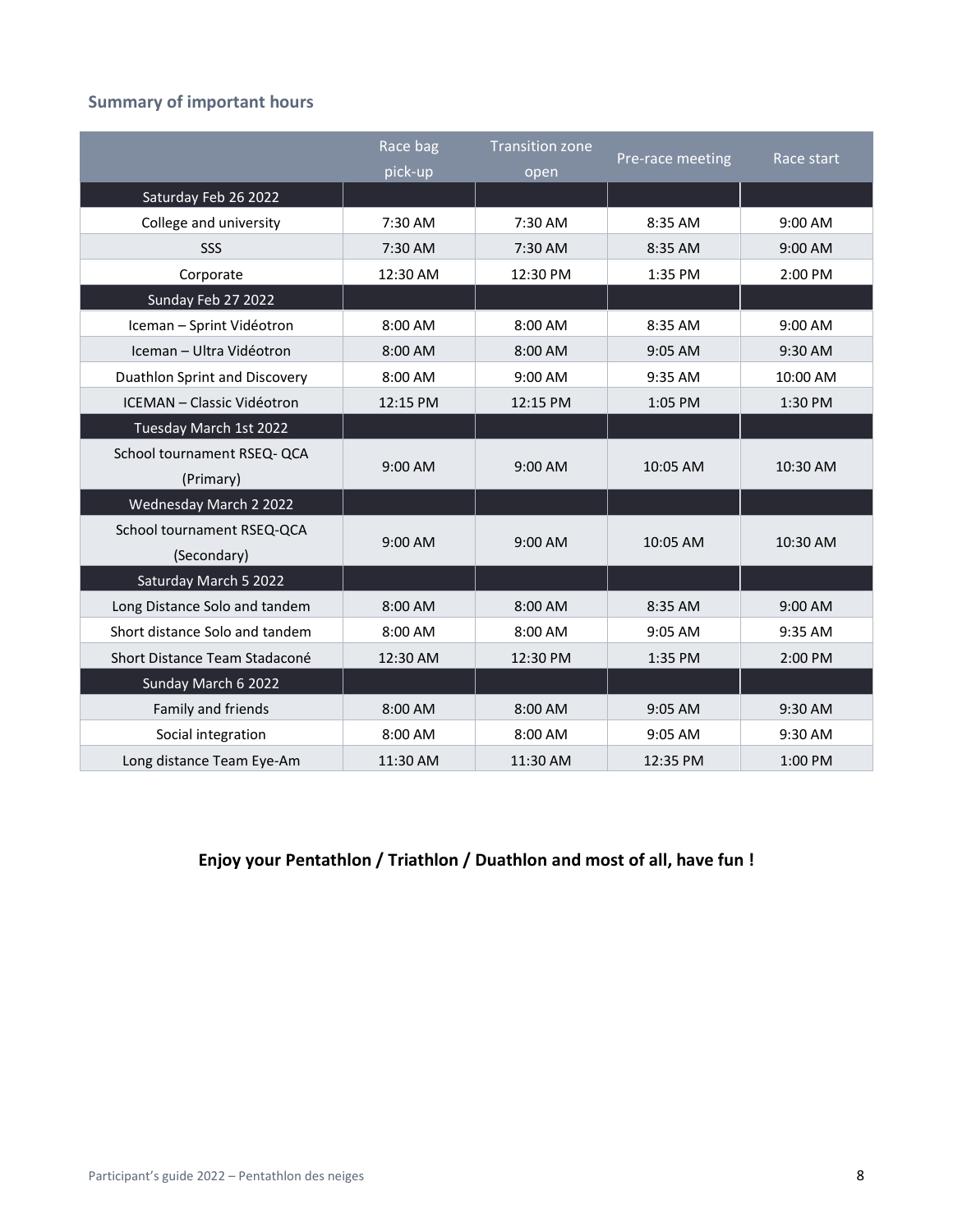### Summary of important hours

| | Race bag pick-up | Transition zone open | Pre-race meeting | Race start |
|---|---|---|---|---|
| Saturday Feb 26 2022 | | | | |
| College and university | 7:30 AM | 7:30 AM | 8:35 AM | 9:00 AM |
| SSS | 7:30 AM | 7:30 AM | 8:35 AM | 9:00 AM |
| Corporate | 12:30 AM | 12:30 PM | 1:35 PM | 2:00 PM |
| Sunday Feb 27 2022 | | | | |
| Iceman – Sprint Vidéotron | 8:00 AM | 8:00 AM | 8:35 AM | 9:00 AM |
| Iceman – Ultra Vidéotron | 8:00 AM | 8:00 AM | 9:05 AM | 9:30 AM |
| Duathlon Sprint and Discovery | 8:00 AM | 9:00 AM | 9:35 AM | 10:00 AM |
| ICEMAN – Classic Vidéotron | 12:15 PM | 12:15 PM | 1:05 PM | 1:30 PM |
| Tuesday March 1st 2022 | | | | |
| School tournament RSEQ- QCA (Primary) | 9:00 AM | 9:00 AM | 10:05 AM | 10:30 AM |
| Wednesday March 2 2022 | | | | |
| School tournament RSEQ-QCA (Secondary) | 9:00 AM | 9:00 AM | 10:05 AM | 10:30 AM |
| Saturday March 5 2022 | | | | |
| Long Distance Solo and tandem | 8:00 AM | 8:00 AM | 8:35 AM | 9:00 AM |
| Short distance Solo and tandem | 8:00 AM | 8:00 AM | 9:05 AM | 9:35 AM |
| Short Distance Team Stadaconé | 12:30 AM | 12:30 PM | 1:35 PM | 2:00 PM |
| Sunday March 6 2022 | | | | |
| Family and friends | 8:00 AM | 8:00 AM | 9:05 AM | 9:30 AM |
| Social integration | 8:00 AM | 8:00 AM | 9:05 AM | 9:30 AM |
| Long distance Team Eye-Am | 11:30 AM | 11:30 AM | 12:35 PM | 1:00 PM |

**Enjoy your Pentathlon / Triathlon / Duathlon and most of all, have fun !**